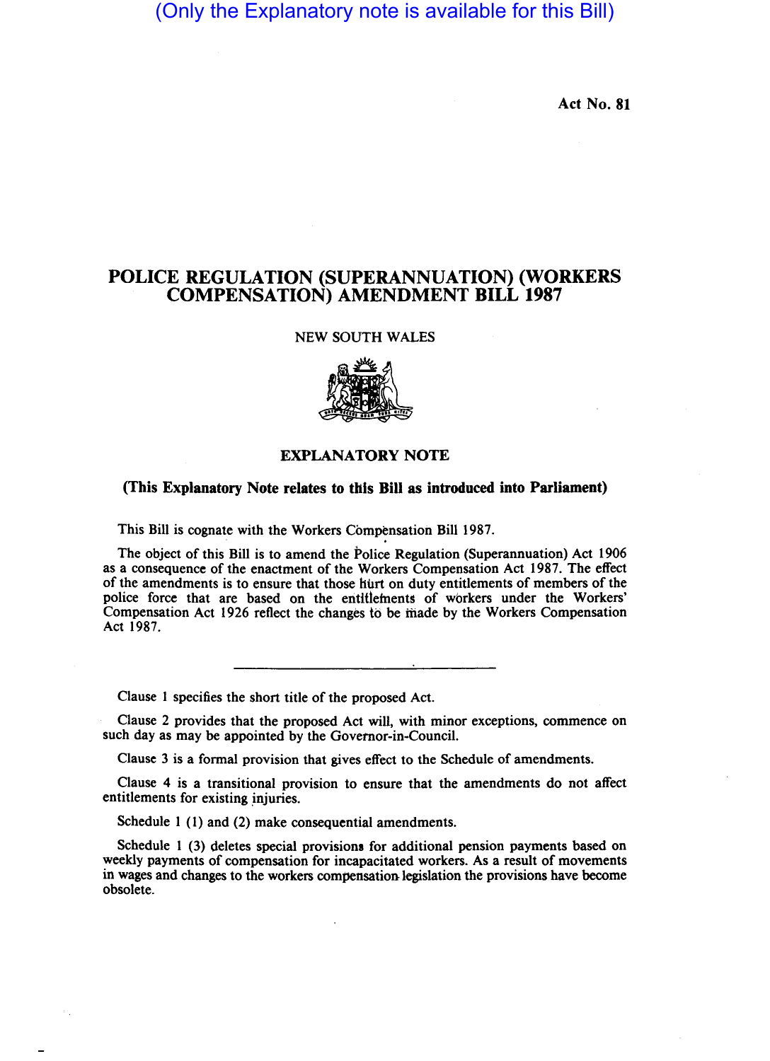(Only the Explanatory note is available for this Bill)

Act No. 81

# POLICE REGULATION (SUPERANNUATION) (WORKERS COMPENSATION) AMENDMENT BILL 1987

NEW SOUTH WALES

## EXPLANATORY NOTE

**(This Explanatory Note relates to this Bill as introduced into Parliament)**

This Bill is cognate with the Workers Compensation Bill 1987.

The object of this Bill is to amend the Police Regulation (Superannuation) Act 1906 as a consequence of the enactment of the Workers Compensation Act 1987. The effect of the amendments is to ensure that those hurt on duty entitlements of members of the police force that are based on the entitlements of workers under the Workers' Compensation Act 1926 reflect the changes to be made by the Workers Compensation Act 1987.

---

Clause 1 specifies the short title of the proposed Act.

Clause 2 provides that the proposed Act will, with minor exceptions, commence on such day as may be appointed by the Governor-in-Council.

Clause 3 is a formal provision that gives effect to the Schedule of amendments.

Clause 4 is a transitional provision to ensure that the amendments do not affect entitlements for existing injuries.

Schedule 1 (1) and (2) make consequential amendments.

Schedule 1 (3) deletes special provisions for additional pension payments based on weekly payments of compensation for incapacitated workers. As a result of movements in wages and changes to the workers compensation legislation the provisions have become obsolete.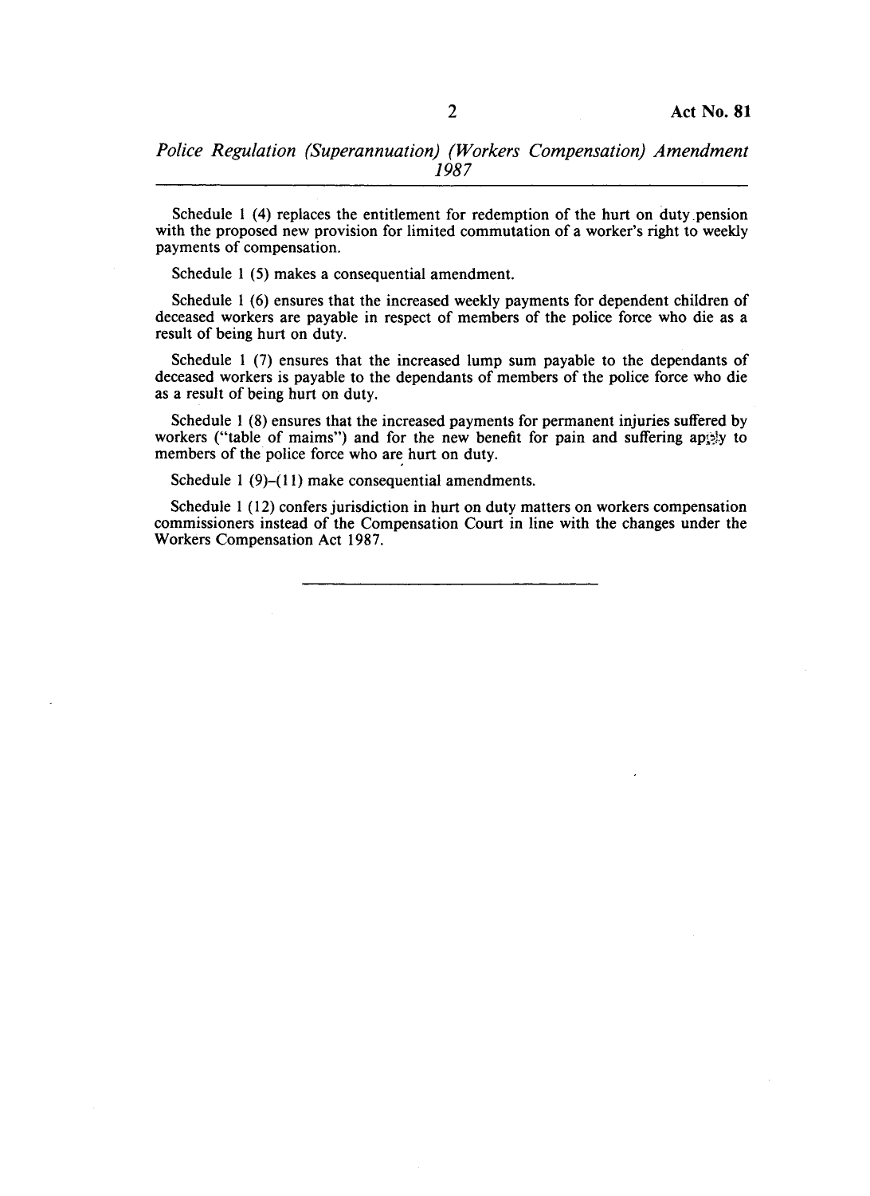Schedule 1 (4) replaces the entitlement for redemption of the hurt on duty pension with the proposed new provision for limited commutation of a worker's right to weekly payments of compensation.

Schedule 1 (5) makes a consequential amendment.

Schedule 1 (6) ensures that the increased weekly payments for dependent children of deceased workers are payable in respect of members of the police force who die as a result of being hurt on duty.

Schedule 1 (7) ensures that the increased lump sum payable to the dependants of deceased workers is payable to the dependants of members of the police force who die as a result of being hurt on duty.

Schedule 1 (8) ensures that the increased payments for permanent injuries suffered by workers ("table of maims") and for the new benefit for pain and suffering apply to members of the police force who are hurt on duty.

Schedule 1 (9)–(11) make consequential amendments.

Schedule 1 (12) confers jurisdiction in hurt on duty matters on workers compensation commissioners instead of the Compensation Court in line with the changes under the Workers Compensation Act 1987.